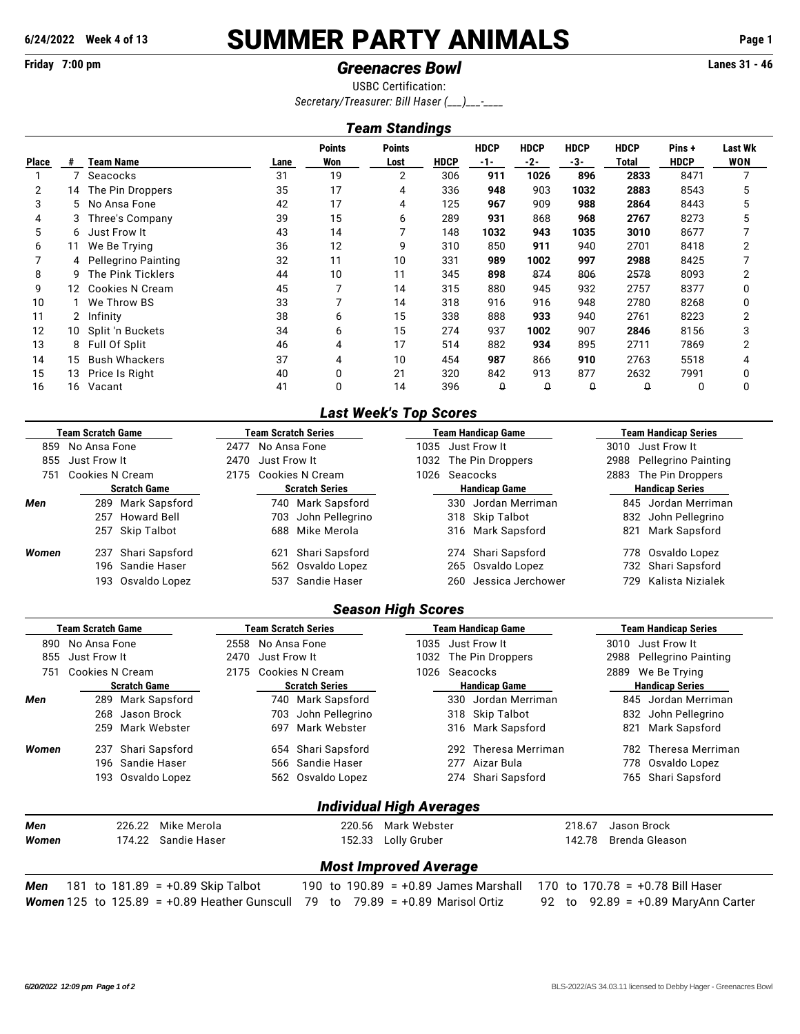6/24/2022 Week 4 of 13

# SUMMER PARTY ANIMALS

Friday 7:00 pm

## *Greenacres Bowl*

Lanes 31 - 46

USBC Certification:

*Secretary/Treasurer: Bill Haser (___)___-____*

### *Team Standings*

| Place | # | Team Name | Lane | Points Won | Points Lost | HDCP | HDCP -1- | HDCP -2- | HDCP -3- | HDCP Total | Pins + HDCP | Last Wk WON |
|---|---|---|---|---|---|---|---|---|---|---|---|---|
| 1 | 7 | Seacocks | 31 | 19 | 2 | 306 | **911** | **1026** | **896** | **2833** | 8471 | 7 |
| 2 | 14 | The Pin Droppers | 35 | 17 | 4 | 336 | **948** | 903 | **1032** | **2883** | 8543 | 5 |
| 3 | 5 | No Ansa Fone | 42 | 17 | 4 | 125 | **967** | 909 | **988** | **2864** | 8443 | 5 |
| 4 | 3 | Three's Company | 39 | 15 | 6 | 289 | **931** | 868 | **968** | **2767** | 8273 | 5 |
| 5 | 6 | Just Frow It | 43 | 14 | 7 | 148 | **1032** | **943** | **1035** | **3010** | 8677 | 7 |
| 6 | 11 | We Be Trying | 36 | 12 | 9 | 310 | 850 | **911** | 940 | 2701 | 8418 | 2 |
| 7 | 4 | Pellegrino Painting | 32 | 11 | 10 | 331 | **989** | **1002** | **997** | **2988** | 8425 | 7 |
| 8 | 9 | The Pink Ticklers | 44 | 10 | 11 | 345 | **898** | ~~874~~ | ~~806~~ | ~~2578~~ | 8093 | 2 |
| 9 | 12 | Cookies N Cream | 45 | 7 | 14 | 315 | 880 | 945 | 932 | 2757 | 8377 | 0 |
| 10 | 1 | We Throw BS | 33 | 7 | 14 | 318 | 916 | 916 | 948 | 2780 | 8268 | 0 |
| 11 | 2 | Infinity | 38 | 6 | 15 | 338 | 888 | **933** | 940 | 2761 | 8223 | 2 |
| 12 | 10 | Split 'n Buckets | 34 | 6 | 15 | 274 | 937 | **1002** | 907 | **2846** | 8156 | 3 |
| 13 | 8 | Full Of Split | 46 | 4 | 17 | 514 | 882 | **934** | 895 | 2711 | 7869 | 2 |
| 14 | 15 | Bush Whackers | 37 | 4 | 10 | 454 | **987** | 866 | **910** | 2763 | 5518 | 4 |
| 15 | 13 | Price Is Right | 40 | 0 | 21 | 320 | 842 | 913 | 877 | 2632 | 7991 | 0 |
| 16 | 16 | Vacant | 41 | 0 | 14 | 396 | ~~0~~ | ~~0~~ | ~~0~~ | ~~0~~ | 0 | 0 |

### *Last Week's Top Scores*

| | Team Scratch Game | Team Scratch Series | Team Handicap Game | Team Handicap Series |
|---|---|---|---|---|
| | 859 No Ansa Fone | 2477 No Ansa Fone | 1035 Just Frow It | 3010 Just Frow It |
| | 855 Just Frow It | 2470 Just Frow It | 1032 The Pin Droppers | 2988 Pellegrino Painting |
| | 751 Cookies N Cream | 2175 Cookies N Cream | 1026 Seacocks | 2883 The Pin Droppers |
| | **Scratch Game** | **Scratch Series** | **Handicap Game** | **Handicap Series** |
| ***Men*** | 289 Mark Sapsford | 740 Mark Sapsford | 330 Jordan Merriman | 845 Jordan Merriman |
| | 257 Howard Bell | 703 John Pellegrino | 318 Skip Talbot | 832 John Pellegrino |
| | 257 Skip Talbot | 688 Mike Merola | 316 Mark Sapsford | 821 Mark Sapsford |
| ***Women*** | 237 Shari Sapsford | 621 Shari Sapsford | 274 Shari Sapsford | 778 Osvaldo Lopez |
| | 196 Sandie Haser | 562 Osvaldo Lopez | 265 Osvaldo Lopez | 732 Shari Sapsford |
| | 193 Osvaldo Lopez | 537 Sandie Haser | 260 Jessica Jerchower | 729 Kalista Nizialek |

### *Season High Scores*

| | Team Scratch Game | Team Scratch Series | Team Handicap Game | Team Handicap Series |
|---|---|---|---|---|
| | 890 No Ansa Fone | 2558 No Ansa Fone | 1035 Just Frow It | 3010 Just Frow It |
| | 855 Just Frow It | 2470 Just Frow It | 1032 The Pin Droppers | 2988 Pellegrino Painting |
| | 751 Cookies N Cream | 2175 Cookies N Cream | 1026 Seacocks | 2889 We Be Trying |
| | **Scratch Game** | **Scratch Series** | **Handicap Game** | **Handicap Series** |
| ***Men*** | 289 Mark Sapsford | 740 Mark Sapsford | 330 Jordan Merriman | 845 Jordan Merriman |
| | 268 Jason Brock | 703 John Pellegrino | 318 Skip Talbot | 832 John Pellegrino |
| | 259 Mark Webster | 697 Mark Webster | 316 Mark Sapsford | 821 Mark Sapsford |
| ***Women*** | 237 Shari Sapsford | 654 Shari Sapsford | 292 Theresa Merriman | 782 Theresa Merriman |
| | 196 Sandie Haser | 566 Sandie Haser | 277 Aizar Bula | 778 Osvaldo Lopez |
| | 193 Osvaldo Lopez | 562 Osvaldo Lopez | 274 Shari Sapsford | 765 Shari Sapsford |

### *Individual High Averages*

| | | | |
|---|---|---|---|
| ***Men*** | 226.22 Mike Merola | 220.56 Mark Webster | 218.67 Jason Brock |
| ***Women*** | 174.22 Sandie Haser | 152.33 Lolly Gruber | 142.78 Brenda Gleason |

### *Most Improved Average*

| | | | |
|---|---|---|---|
| ***Men*** | 181 to 181.89 = +0.89 Skip Talbot | 190 to 190.89 = +0.89 James Marshall | 170 to 170.78 = +0.78 Bill Haser |
| ***Women*** | 125 to 125.89 = +0.89 Heather Gunscull | 79 to 79.89 = +0.89 Marisol Ortiz | 92 to 92.89 = +0.89 MaryAnn Carter |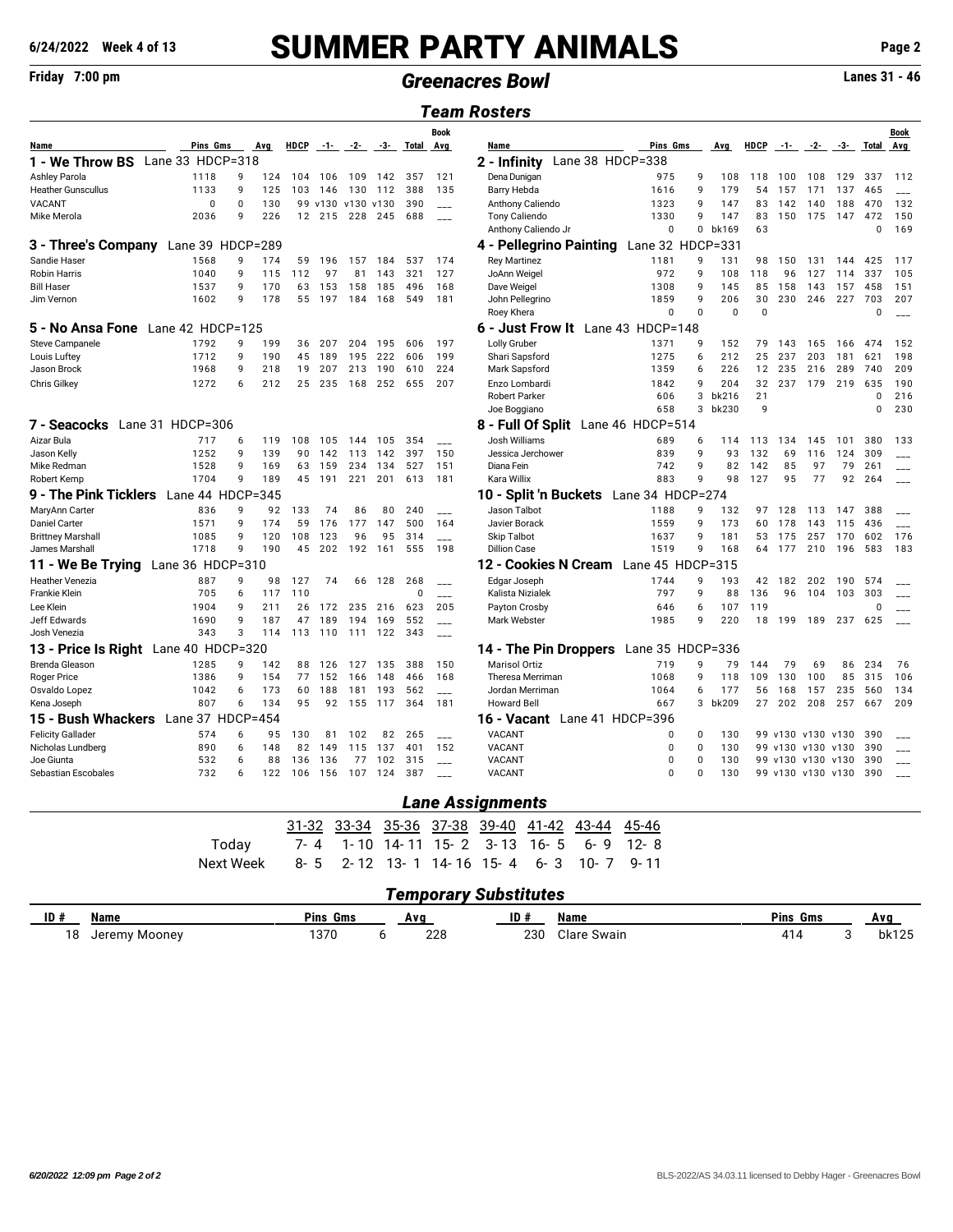# SUMMER PARTY ANIMALS

6/24/2022 Week 4 of 13

Friday 7:00 pm

## *Greenacres Bowl*

Lanes 31 - 46

## *Team Rosters*

| Name | Pins | Gms | Avg | HDCP | -1- | -2- | -3- | Total | Book Avg |
|---|---|---|---|---|---|---|---|---|---|
| **1 - We Throw BS** Lane 33 HDCP=318 | | | | | | | | | |
| Ashley Parola | 1118 | 9 | 124 | 104 | 106 | 109 | 142 | 357 | 121 |
| Heather Gunscullus | 1133 | 9 | 125 | 103 | 146 | 130 | 112 | 388 | 135 |
| VACANT | 0 | 0 | 130 | 99 | v130 | v130 | v130 | 390 | ___ |
| Mike Merola | 2036 | 9 | 226 | 12 | 215 | 228 | 245 | 688 | ___ |
| **2 - Infinity** Lane 38 HDCP=338 | | | | | | | | | |
| Dena Dunigan | 975 | 9 | 108 | 118 | 100 | 108 | 129 | 337 | 112 |
| Barry Hebda | 1616 | 9 | 179 | 54 | 157 | 171 | 137 | 465 | ___ |
| Anthony Caliendo | 1323 | 9 | 147 | 83 | 142 | 140 | 188 | 470 | 132 |
| Tony Caliendo | 1330 | 9 | 147 | 83 | 150 | 175 | 147 | 472 | 150 |
| Anthony Caliendo Jr | 0 | 0 | bk169 | 63 | | | | 0 | 169 |
| **3 - Three's Company** Lane 39 HDCP=289 | | | | | | | | | |
| Sandie Haser | 1568 | 9 | 174 | 59 | 196 | 157 | 184 | 537 | 174 |
| Robin Harris | 1040 | 9 | 115 | 112 | 97 | 81 | 143 | 321 | 127 |
| Bill Haser | 1537 | 9 | 170 | 63 | 153 | 158 | 185 | 496 | 168 |
| Jim Vernon | 1602 | 9 | 178 | 55 | 197 | 184 | 168 | 549 | 181 |
| **4 - Pellegrino Painting** Lane 32 HDCP=331 | | | | | | | | | |
| Rey Martinez | 1181 | 9 | 131 | 98 | 150 | 131 | 144 | 425 | 117 |
| JoAnn Weigel | 972 | 9 | 108 | 118 | 96 | 127 | 114 | 337 | 105 |
| Dave Weigel | 1308 | 9 | 145 | 85 | 158 | 143 | 157 | 458 | 151 |
| John Pellegrino | 1859 | 9 | 206 | 30 | 230 | 246 | 227 | 703 | 207 |
| Roey Khera | 0 | 0 | 0 | 0 | | | | 0 | ___ |
| **5 - No Ansa Fone** Lane 42 HDCP=125 | | | | | | | | | |
| Steve Campanele | 1792 | 9 | 199 | 36 | 207 | 204 | 195 | 606 | 197 |
| Louis Luftey | 1712 | 9 | 190 | 45 | 189 | 195 | 222 | 606 | 199 |
| Jason Brock | 1968 | 9 | 218 | 19 | 207 | 213 | 190 | 610 | 224 |
| Chris Gilkey | 1272 | 6 | 212 | 25 | 235 | 168 | 252 | 655 | 207 |
| **6 - Just Frow It** Lane 43 HDCP=148 | | | | | | | | | |
| Lolly Gruber | 1371 | 9 | 152 | 79 | 143 | 165 | 166 | 474 | 152 |
| Shari Sapsford | 1275 | 6 | 212 | 25 | 237 | 203 | 181 | 621 | 198 |
| Mark Sapsford | 1359 | 6 | 226 | 12 | 235 | 216 | 289 | 740 | 209 |
| Enzo Lombardi | 1842 | 9 | 204 | 32 | 237 | 179 | 219 | 635 | 190 |
| Robert Parker | 606 | 3 | bk216 | 21 | | | | 0 | 216 |
| Joe Boggiano | 658 | 3 | bk230 | 9 | | | | 0 | 230 |
| **7 - Seacocks** Lane 31 HDCP=306 | | | | | | | | | |
| Aizar Bula | 717 | 6 | 119 | 108 | 105 | 144 | 105 | 354 | ___ |
| Jason Kelly | 1252 | 9 | 139 | 90 | 142 | 113 | 142 | 397 | 150 |
| Mike Redman | 1528 | 9 | 169 | 63 | 159 | 234 | 134 | 527 | 151 |
| Robert Kemp | 1704 | 9 | 189 | 45 | 191 | 221 | 201 | 613 | 181 |
| **8 - Full Of Split** Lane 46 HDCP=514 | | | | | | | | | |
| Josh Williams | 689 | 6 | 114 | 113 | 134 | 145 | 101 | 380 | 133 |
| Jessica Jerchower | 839 | 9 | 93 | 132 | 69 | 116 | 124 | 309 | ___ |
| Diana Fein | 742 | 9 | 82 | 142 | 85 | 97 | 79 | 261 | ___ |
| Kara Willix | 883 | 9 | 98 | 127 | 95 | 77 | 92 | 264 | ___ |
| **9 - The Pink Ticklers** Lane 44 HDCP=345 | | | | | | | | | |
| MaryAnn Carter | 836 | 9 | 92 | 133 | 74 | 86 | 80 | 240 | ___ |
| Daniel Carter | 1571 | 9 | 174 | 59 | 176 | 177 | 147 | 500 | 164 |
| Brittney Marshall | 1085 | 9 | 120 | 108 | 123 | 96 | 95 | 314 | ___ |
| James Marshall | 1718 | 9 | 190 | 45 | 202 | 192 | 161 | 555 | 198 |
| **10 - Split 'n Buckets** Lane 34 HDCP=274 | | | | | | | | | |
| Jason Talbot | 1188 | 9 | 132 | 97 | 128 | 113 | 147 | 388 | ___ |
| Javier Borack | 1559 | 9 | 173 | 60 | 178 | 143 | 115 | 436 | ___ |
| Skip Talbot | 1637 | 9 | 181 | 53 | 175 | 257 | 170 | 602 | 176 |
| Dillion Case | 1519 | 9 | 168 | 64 | 177 | 210 | 196 | 583 | 183 |
| **11 - We Be Trying** Lane 36 HDCP=310 | | | | | | | | | |
| Heather Venezia | 887 | 9 | 98 | 127 | 74 | 66 | 128 | 268 | ___ |
| Frankie Klein | 705 | 6 | 117 | 110 | | | | 0 | ___ |
| Lee Klein | 1904 | 9 | 211 | 26 | 172 | 235 | 216 | 623 | 205 |
| Jeff Edwards | 1690 | 9 | 187 | 47 | 189 | 194 | 169 | 552 | ___ |
| Josh Venezia | 343 | 3 | 114 | 113 | 110 | 111 | 122 | 343 | ___ |
| **12 - Cookies N Cream** Lane 45 HDCP=315 | | | | | | | | | |
| Edgar Joseph | 1744 | 9 | 193 | 42 | 182 | 202 | 190 | 574 | ___ |
| Kalista Nizialek | 797 | 9 | 88 | 136 | 96 | 104 | 103 | 303 | ___ |
| Payton Crosby | 646 | 6 | 107 | 119 | | | | 0 | ___ |
| Mark Webster | 1985 | 9 | 220 | 18 | 199 | 189 | 237 | 625 | ___ |
| **13 - Price Is Right** Lane 40 HDCP=320 | | | | | | | | | |
| Brenda Gleason | 1285 | 9 | 142 | 88 | 126 | 127 | 135 | 388 | 150 |
| Roger Price | 1386 | 9 | 154 | 77 | 152 | 166 | 148 | 466 | 168 |
| Osvaldo Lopez | 1042 | 6 | 173 | 60 | 188 | 181 | 193 | 562 | ___ |
| Kena Joseph | 807 | 6 | 134 | 95 | 92 | 155 | 117 | 364 | 181 |
| **14 - The Pin Droppers** Lane 35 HDCP=336 | | | | | | | | | |
| Marisol Ortiz | 719 | 9 | 79 | 144 | 79 | 69 | 86 | 234 | 76 |
| Theresa Merriman | 1068 | 9 | 118 | 109 | 130 | 100 | 85 | 315 | 106 |
| Jordan Merriman | 1064 | 6 | 177 | 56 | 168 | 157 | 235 | 560 | 134 |
| Howard Bell | 667 | 3 | bk209 | 27 | 202 | 208 | 257 | 667 | 209 |
| **15 - Bush Whackers** Lane 37 HDCP=454 | | | | | | | | | |
| Felicity Gallader | 574 | 6 | 95 | 130 | 81 | 102 | 82 | 265 | ___ |
| Nicholas Lundberg | 890 | 6 | 148 | 82 | 149 | 115 | 137 | 401 | 152 |
| Joe Giunta | 532 | 6 | 88 | 136 | 136 | 77 | 102 | 315 | ___ |
| Sebastian Escobales | 732 | 6 | 122 | 106 | 156 | 107 | 124 | 387 | ___ |
| **16 - Vacant** Lane 41 HDCP=396 | | | | | | | | | |
| VACANT | 0 | 0 | 130 | 99 | v130 | v130 | v130 | 390 | ___ |
| VACANT | 0 | 0 | 130 | 99 | v130 | v130 | v130 | 390 | ___ |
| VACANT | 0 | 0 | 130 | 99 | v130 | v130 | v130 | 390 | ___ |
| VACANT | 0 | 0 | 130 | 99 | v130 | v130 | v130 | 390 | ___ |

## *Lane Assignments*

| | 31-32 | 33-34 | 35-36 | 37-38 | 39-40 | 41-42 | 43-44 | 45-46 |
|---|---|---|---|---|---|---|---|---|
| Today | 7- 4 | 1- 10 | 14- 11 | 15- 2 | 3- 13 | 16- 5 | 6- 9 | 12- 8 |
| Next Week | 8- 5 | 2- 12 | 13- 1 | 14- 16 | 15- 4 | 6- 3 | 10- 7 | 9- 11 |

## *Temporary Substitutes*

| ID # | Name | Pins | Gms | Avg | ID # | Name | Pins | Gms | Avg |
|---|---|---|---|---|---|---|---|---|---|
| 18 | Jeremy Mooney | 1370 | 6 | 228 | 230 | Clare Swain | 414 | 3 | bk125 |

*6/20/2022 12:09 pm*

BLS-2022/AS 34.03.11 licensed to Debby Hager - Greenacres Bowl